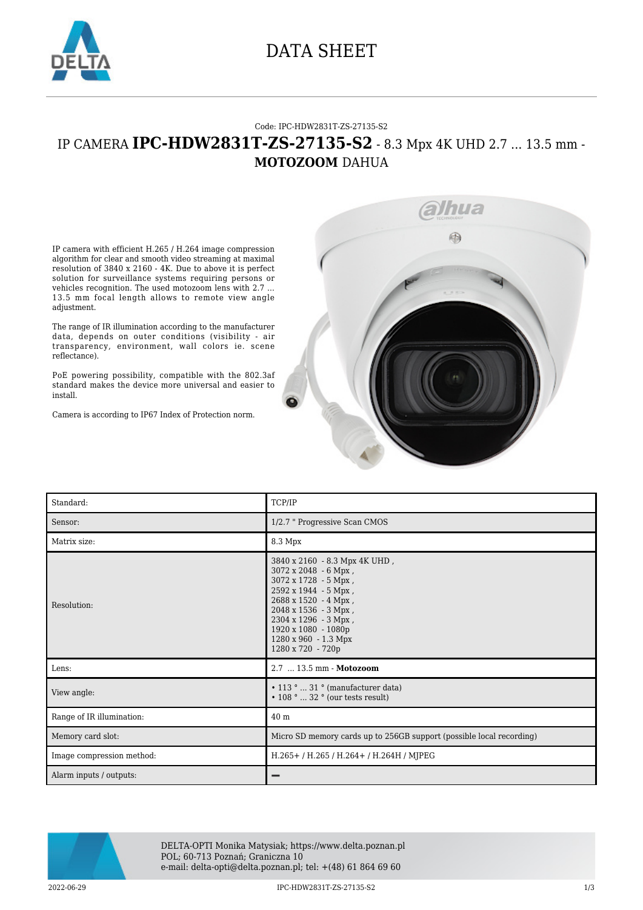# DATA SHEET

Code: IPC-HDW2831T-ZS-27135-S2

## IP CAMERA **IPC-HDW2831T-ZS-27135-S2** - 8.3 Mpx 4K UHD 2.7 ... 13.5 mm - **MOTOZOOM** DAHUA

IP camera with efficient H.265 / H.264 image compression algorithm for clear and smooth video streaming at maximal resolution of 3840 x 2160 - 4K. Due to above it is perfect solution for surveillance systems requiring persons or vehicles recognition. The used motozoom lens with 2.7 ... 13.5 mm focal length allows to remote view angle adjustment.

The range of IR illumination according to the manufacturer data, depends on outer conditions (visibility - air transparency, environment, wall colors ie. scene reflectance).

PoE powering possibility, compatible with the 802.3af standard makes the device more universal and easier to install.

Camera is according to IP67 Index of Protection norm.

| | |
|---|---|
| Standard: | TCP/IP |
| Sensor: | 1/2.7 " Progressive Scan CMOS |
| Matrix size: | 8.3 Mpx |
| Resolution: | 3840 x 2160 - 8.3 Mpx 4K UHD ,<br>3072 x 2048 - 6 Mpx ,<br>3072 x 1728 - 5 Mpx ,<br>2592 x 1944 - 5 Mpx ,<br>2688 x 1520 - 4 Mpx ,<br>2048 x 1536 - 3 Mpx ,<br>2304 x 1296 - 3 Mpx ,<br>1920 x 1080 - 1080p<br>1280 x 960 - 1.3 Mpx<br>1280 x 720 - 720p |
| Lens: | 2.7 ... 13.5 mm - **Motozoom** |
| View angle: | • 113 ° ... 31 ° (manufacturer data)<br>• 108 ° ... 32 ° (our tests result) |
| Range of IR illumination: | 40 m |
| Memory card slot: | Micro SD memory cards up to 256GB support (possible local recording) |
| Image compression method: | H.265+ / H.265 / H.264+ / H.264H / MJPEG |
| Alarm inputs / outputs: | – |

DELTA-OPTI Monika Matysiak; https://www.delta.poznan.pl
POL; 60-713 Poznań; Graniczna 10
e-mail: delta-opti@delta.poznan.pl; tel: +(48) 61 864 69 60

2022-06-29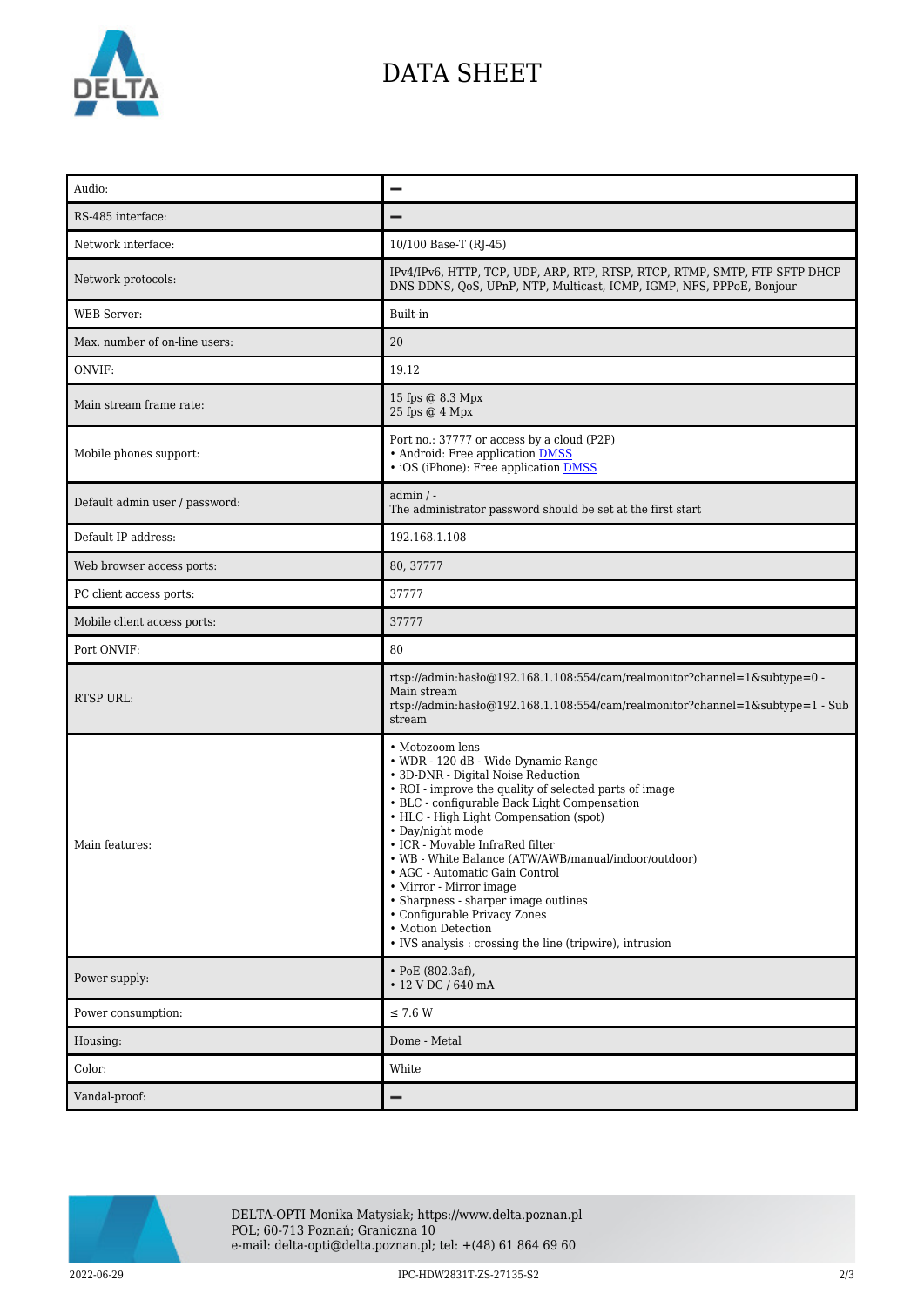# DATA SHEET

| | |
|---|---|
| Audio: | – |
| RS-485 interface: | – |
| Network interface: | 10/100 Base-T (RJ-45) |
| Network protocols: | IPv4/IPv6, HTTP, TCP, UDP, ARP, RTP, RTSP, RTCP, RTMP, SMTP, FTP SFTP DHCP DNS DDNS, QoS, UPnP, NTP, Multicast, ICMP, IGMP, NFS, PPPoE, Bonjour |
| WEB Server: | Built-in |
| Max. number of on-line users: | 20 |
| ONVIF: | 19.12 |
| Main stream frame rate: | 15 fps @ 8.3 Mpx<br>25 fps @ 4 Mpx |
| Mobile phones support: | Port no.: 37777 or access by a cloud (P2P)<br>• Android: Free application DMSS<br>• iOS (iPhone): Free application DMSS |
| Default admin user / password: | admin / -<br>The administrator password should be set at the first start |
| Default IP address: | 192.168.1.108 |
| Web browser access ports: | 80, 37777 |
| PC client access ports: | 37777 |
| Mobile client access ports: | 37777 |
| Port ONVIF: | 80 |
| RTSP URL: | rtsp://admin:hasło@192.168.1.108:554/cam/realmonitor?channel=1&subtype=0 - Main stream<br>rtsp://admin:hasło@192.168.1.108:554/cam/realmonitor?channel=1&subtype=1 - Sub stream |
| Main features: | • Motozoom lens<br>• WDR - 120 dB - Wide Dynamic Range<br>• 3D-DNR - Digital Noise Reduction<br>• ROI - improve the quality of selected parts of image<br>• BLC - configurable Back Light Compensation<br>• HLC - High Light Compensation (spot)<br>• Day/night mode<br>• ICR - Movable InfraRed filter<br>• WB - White Balance (ATW/AWB/manual/indoor/outdoor)<br>• AGC - Automatic Gain Control<br>• Mirror - Mirror image<br>• Sharpness - sharper image outlines<br>• Configurable Privacy Zones<br>• Motion Detection<br>• IVS analysis : crossing the line (tripwire), intrusion |
| Power supply: | • PoE (802.3af),<br>• 12 V DC / 640 mA |
| Power consumption: | ≤ 7.6 W |
| Housing: | Dome - Metal |
| Color: | White |
| Vandal-proof: | – |

DELTA-OPTI Monika Matysiak; https://www.delta.poznan.pl
POL; 60-713 Poznań; Graniczna 10
e-mail: delta-opti@delta.poznan.pl; tel: +(48) 61 864 69 60

2022-06-29 IPC-HDW2831T-ZS-27135-S2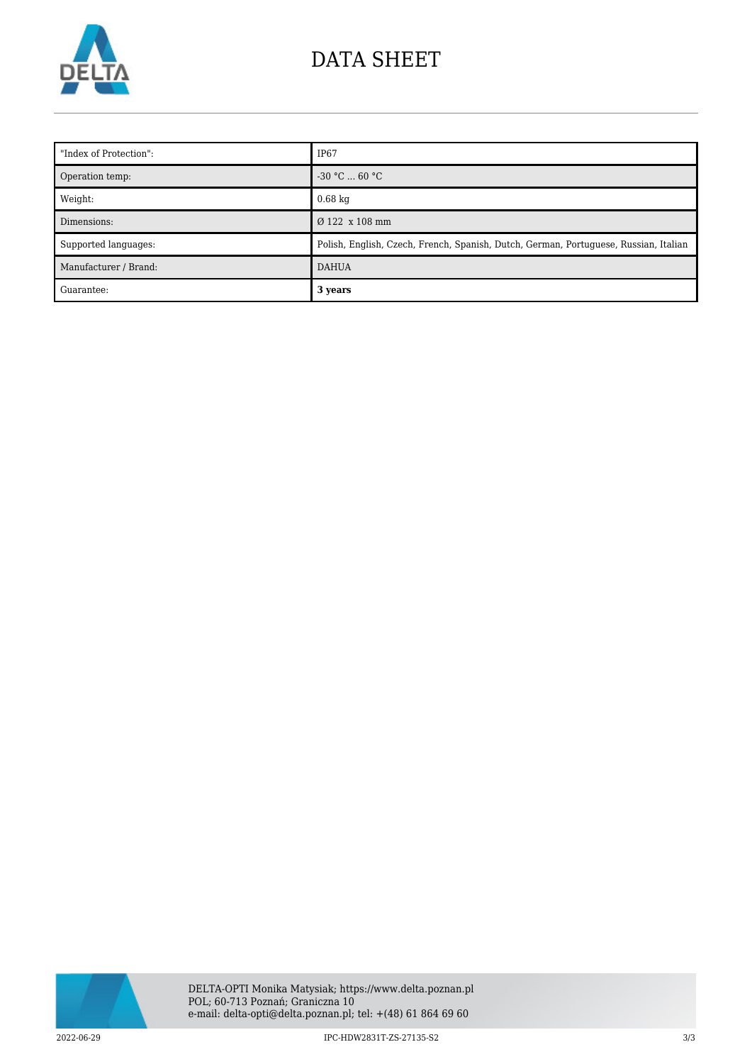# DATA SHEET

| | |
|---|---|
| "Index of Protection": | IP67 |
| Operation temp: | -30 °C ... 60 °C |
| Weight: | 0.68 kg |
| Dimensions: | Ø 122 x 108 mm |
| Supported languages: | Polish, English, Czech, French, Spanish, Dutch, German, Portuguese, Russian, Italian |
| Manufacturer / Brand: | DAHUA |
| Guarantee: | **3 years** |

DELTA-OPTI Monika Matysiak; https://www.delta.poznan.pl
POL; 60-713 Poznań; Graniczna 10
e-mail: delta-opti@delta.poznan.pl; tel: +(48) 61 864 69 60

2022-06-29 IPC-HDW2831T-ZS-27135-S2